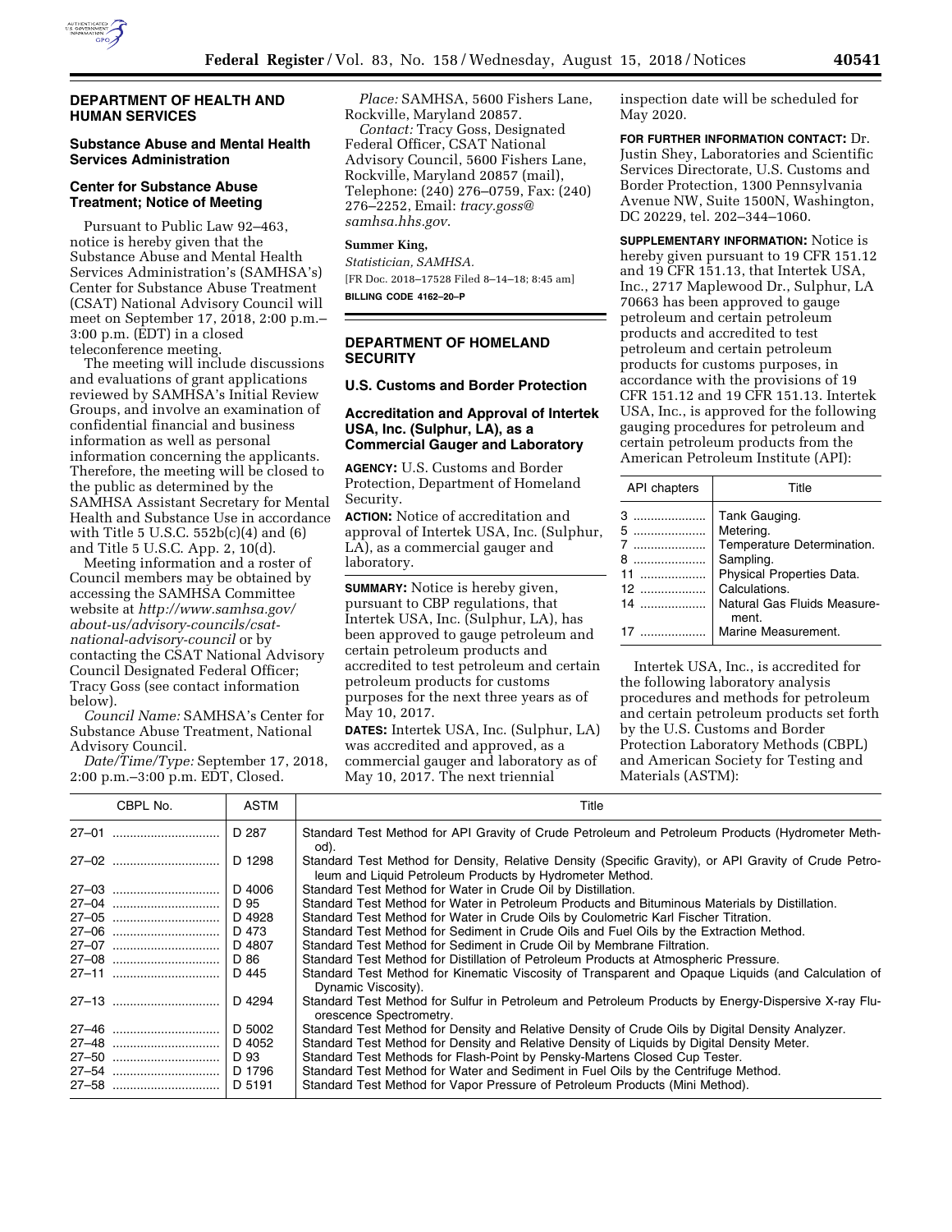## DEPARTMENT OF HEALTH AND HUMAN SERVICES

### Substance Abuse and Mental Health Services Administration

### Center for Substance Abuse Treatment; Notice of Meeting

Pursuant to Public Law 92–463, notice is hereby given that the Substance Abuse and Mental Health Services Administration's (SAMHSA's) Center for Substance Abuse Treatment (CSAT) National Advisory Council will meet on September 17, 2018, 2:00 p.m.–3:00 p.m. (EDT) in a closed teleconference meeting.

The meeting will include discussions and evaluations of grant applications reviewed by SAMHSA's Initial Review Groups, and involve an examination of confidential financial and business information as well as personal information concerning the applicants. Therefore, the meeting will be closed to the public as determined by the SAMHSA Assistant Secretary for Mental Health and Substance Use in accordance with Title 5 U.S.C. 552b(c)(4) and (6) and Title 5 U.S.C. App. 2, 10(d).

Meeting information and a roster of Council members may be obtained by accessing the SAMHSA Committee website at *http://www.samhsa.gov/about-us/advisory-councils/csat-national-advisory-council* or by contacting the CSAT National Advisory Council Designated Federal Officer; Tracy Goss (see contact information below).

*Council Name:* SAMHSA's Center for Substance Abuse Treatment, National Advisory Council.

*Date/Time/Type:* September 17, 2018, 2:00 p.m.–3:00 p.m. EDT, Closed.

*Place:* SAMHSA, 5600 Fishers Lane, Rockville, Maryland 20857.

*Contact:* Tracy Goss, Designated Federal Officer, CSAT National Advisory Council, 5600 Fishers Lane, Rockville, Maryland 20857 (mail), Telephone: (240) 276–0759, Fax: (240) 276–2252, Email: *tracy.goss@samhsa.hhs.gov*.

**Summer King,**

*Statistician, SAMHSA.*

[FR Doc. 2018–17528 Filed 8–14–18; 8:45 am]

**BILLING CODE 4162–20–P**

## DEPARTMENT OF HOMELAND SECURITY

### U.S. Customs and Border Protection

### Accreditation and Approval of Intertek USA, Inc. (Sulphur, LA), as a Commercial Gauger and Laboratory

**AGENCY:** U.S. Customs and Border Protection, Department of Homeland Security.

**ACTION:** Notice of accreditation and approval of Intertek USA, Inc. (Sulphur, LA), as a commercial gauger and laboratory.

**SUMMARY:** Notice is hereby given, pursuant to CBP regulations, that Intertek USA, Inc. (Sulphur, LA), has been approved to gauge petroleum and certain petroleum products and accredited to test petroleum and certain petroleum products for customs purposes for the next three years as of May 10, 2017.

**DATES:** Intertek USA, Inc. (Sulphur, LA) was accredited and approved, as a commercial gauger and laboratory as of May 10, 2017. The next triennial inspection date will be scheduled for May 2020.

**FOR FURTHER INFORMATION CONTACT:** Dr. Justin Shey, Laboratories and Scientific Services Directorate, U.S. Customs and Border Protection, 1300 Pennsylvania Avenue NW, Suite 1500N, Washington, DC 20229, tel. 202–344–1060.

**SUPPLEMENTARY INFORMATION:** Notice is hereby given pursuant to 19 CFR 151.12 and 19 CFR 151.13, that Intertek USA, Inc., 2717 Maplewood Dr., Sulphur, LA 70663 has been approved to gauge petroleum and certain petroleum products and accredited to test petroleum and certain petroleum products for customs purposes, in accordance with the provisions of 19 CFR 151.12 and 19 CFR 151.13. Intertek USA, Inc., is approved for the following gauging procedures for petroleum and certain petroleum products from the American Petroleum Institute (API):

| API chapters | Title |
|---|---|
| 3 | Tank Gauging. |
| 5 | Metering. |
| 7 | Temperature Determination. |
| 8 | Sampling. |
| 11 | Physical Properties Data. |
| 12 | Calculations. |
| 14 | Natural Gas Fluids Measurement. |
| 17 | Marine Measurement. |

Intertek USA, Inc., is accredited for the following laboratory analysis procedures and methods for petroleum and certain petroleum products set forth by the U.S. Customs and Border Protection Laboratory Methods (CBPL) and American Society for Testing and Materials (ASTM):

| CBPL No. | ASTM | Title |
|---|---|---|
| 27–01 | D 287 | Standard Test Method for API Gravity of Crude Petroleum and Petroleum Products (Hydrometer Method). |
| 27–02 | D 1298 | Standard Test Method for Density, Relative Density (Specific Gravity), or API Gravity of Crude Petroleum and Liquid Petroleum Products by Hydrometer Method. |
| 27–03 | D 4006 | Standard Test Method for Water in Crude Oil by Distillation. |
| 27–04 | D 95 | Standard Test Method for Water in Petroleum Products and Bituminous Materials by Distillation. |
| 27–05 | D 4928 | Standard Test Method for Water in Crude Oils by Coulometric Karl Fischer Titration. |
| 27–06 | D 473 | Standard Test Method for Sediment in Crude Oils and Fuel Oils by the Extraction Method. |
| 27–07 | D 4807 | Standard Test Method for Sediment in Crude Oil by Membrane Filtration. |
| 27–08 | D 86 | Standard Test Method for Distillation of Petroleum Products at Atmospheric Pressure. |
| 27–11 | D 445 | Standard Test Method for Kinematic Viscosity of Transparent and Opaque Liquids (and Calculation of Dynamic Viscosity). |
| 27–13 | D 4294 | Standard Test Method for Sulfur in Petroleum and Petroleum Products by Energy-Dispersive X-ray Fluorescence Spectrometry. |
| 27–46 | D 5002 | Standard Test Method for Density and Relative Density of Crude Oils by Digital Density Analyzer. |
| 27–48 | D 4052 | Standard Test Method for Density and Relative Density of Liquids by Digital Density Meter. |
| 27–50 | D 93 | Standard Test Methods for Flash-Point by Pensky-Martens Closed Cup Tester. |
| 27–54 | D 1796 | Standard Test Method for Water and Sediment in Fuel Oils by the Centrifuge Method. |
| 27–58 | D 5191 | Standard Test Method for Vapor Pressure of Petroleum Products (Mini Method). |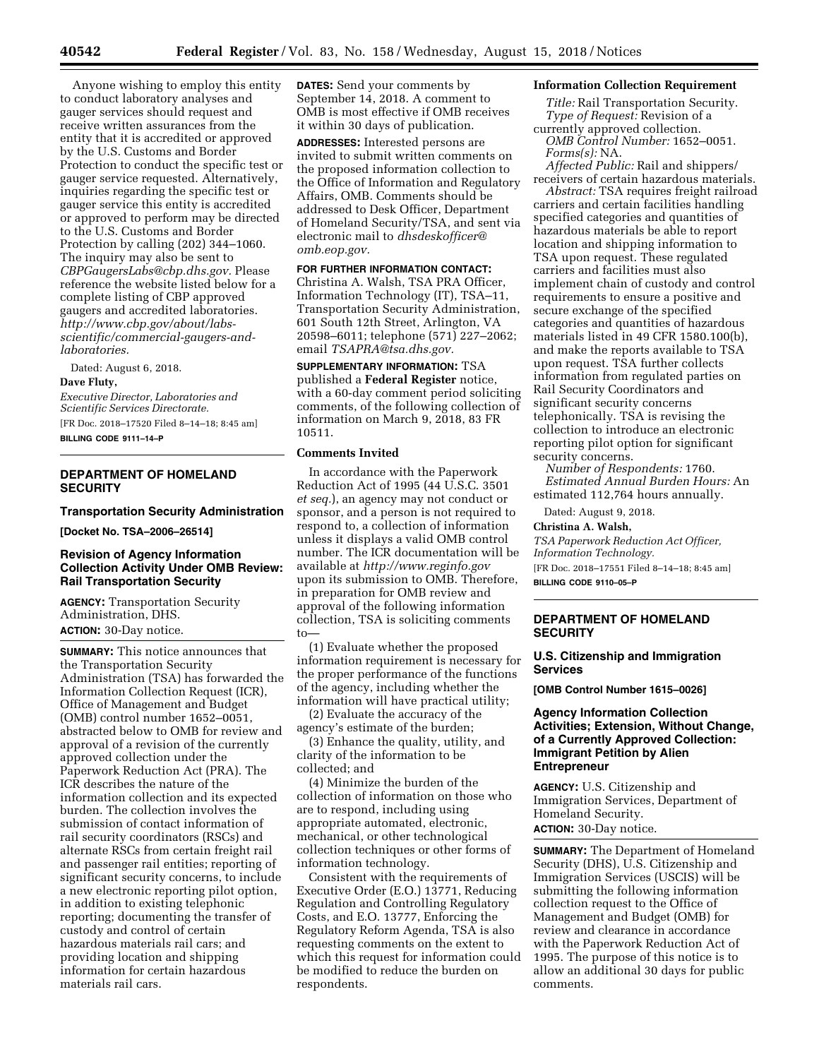Anyone wishing to employ this entity to conduct laboratory analyses and gauger services should request and receive written assurances from the entity that it is accredited or approved by the U.S. Customs and Border Protection to conduct the specific test or gauger service requested. Alternatively, inquiries regarding the specific test or gauger service this entity is accredited or approved to perform may be directed to the U.S. Customs and Border Protection by calling (202) 344–1060. The inquiry may also be sent to *CBPGaugersLabs@cbp.dhs.gov.* Please reference the website listed below for a complete listing of CBP approved gaugers and accredited laboratories. *http://www.cbp.gov/about/labs-scientific/commercial-gaugers-and-laboratories.*

Dated: August 6, 2018.

**Dave Fluty,**

*Executive Director, Laboratories and Scientific Services Directorate.*

[FR Doc. 2018–17520 Filed 8–14–18; 8:45 am]

**BILLING CODE 9111–14–P**

## DEPARTMENT OF HOMELAND SECURITY

### Transportation Security Administration

**[Docket No. TSA–2006–26514]**

### Revision of Agency Information Collection Activity Under OMB Review: Rail Transportation Security

**AGENCY:** Transportation Security Administration, DHS.

**ACTION:** 30-Day notice.

**SUMMARY:** This notice announces that the Transportation Security Administration (TSA) has forwarded the Information Collection Request (ICR), Office of Management and Budget (OMB) control number 1652–0051, abstracted below to OMB for review and approval of a revision of the currently approved collection under the Paperwork Reduction Act (PRA). The ICR describes the nature of the information collection and its expected burden. The collection involves the submission of contact information of rail security coordinators (RSCs) and alternate RSCs from certain freight rail and passenger rail entities; reporting of significant security concerns, to include a new electronic reporting pilot option, in addition to existing telephonic reporting; documenting the transfer of custody and control of certain hazardous materials rail cars; and providing location and shipping information for certain hazardous materials rail cars.

**DATES:** Send your comments by September 14, 2018. A comment to OMB is most effective if OMB receives it within 30 days of publication.

**ADDRESSES:** Interested persons are invited to submit written comments on the proposed information collection to the Office of Information and Regulatory Affairs, OMB. Comments should be addressed to Desk Officer, Department of Homeland Security/TSA, and sent via electronic mail to *dhsdeskofficer@omb.eop.gov.*

**FOR FURTHER INFORMATION CONTACT:** Christina A. Walsh, TSA PRA Officer, Information Technology (IT), TSA–11, Transportation Security Administration, 601 South 12th Street, Arlington, VA 20598–6011; telephone (571) 227–2062; email *TSAPRA@tsa.dhs.gov.*

**SUPPLEMENTARY INFORMATION:** TSA published a **Federal Register** notice, with a 60-day comment period soliciting comments, of the following collection of information on March 9, 2018, 83 FR 10511.

#### Comments Invited

In accordance with the Paperwork Reduction Act of 1995 (44 U.S.C. 3501 *et seq.*), an agency may not conduct or sponsor, and a person is not required to respond to, a collection of information unless it displays a valid OMB control number. The ICR documentation will be available at *http://www.reginfo.gov* upon its submission to OMB. Therefore, in preparation for OMB review and approval of the following information collection, TSA is soliciting comments to—

(1) Evaluate whether the proposed information requirement is necessary for the proper performance of the functions of the agency, including whether the information will have practical utility;

(2) Evaluate the accuracy of the agency's estimate of the burden;

(3) Enhance the quality, utility, and clarity of the information to be collected; and

(4) Minimize the burden of the collection of information on those who are to respond, including using appropriate automated, electronic, mechanical, or other technological collection techniques or other forms of information technology.

Consistent with the requirements of Executive Order (E.O.) 13771, Reducing Regulation and Controlling Regulatory Costs, and E.O. 13777, Enforcing the Regulatory Reform Agenda, TSA is also requesting comments on the extent to which this request for information could be modified to reduce the burden on respondents.

#### Information Collection Requirement

*Title:* Rail Transportation Security.

*Type of Request:* Revision of a currently approved collection.

*OMB Control Number:* 1652–0051.

*Forms(s):* NA.

*Affected Public:* Rail and shippers/receivers of certain hazardous materials.

*Abstract:* TSA requires freight railroad carriers and certain facilities handling specified categories and quantities of hazardous materials be able to report location and shipping information to TSA upon request. These regulated carriers and facilities must also implement chain of custody and control requirements to ensure a positive and secure exchange of the specified categories and quantities of hazardous materials listed in 49 CFR 1580.100(b), and make the reports available to TSA upon request. TSA further collects information from regulated parties on Rail Security Coordinators and significant security concerns telephonically. TSA is revising the collection to introduce an electronic reporting pilot option for significant security concerns.

*Number of Respondents:* 1760.

*Estimated Annual Burden Hours:* An estimated 112,764 hours annually.

Dated: August 9, 2018.

**Christina A. Walsh,**

*TSA Paperwork Reduction Act Officer, Information Technology.*

[FR Doc. 2018–17551 Filed 8–14–18; 8:45 am]

**BILLING CODE 9110–05–P**

## DEPARTMENT OF HOMELAND SECURITY

### U.S. Citizenship and Immigration Services

**[OMB Control Number 1615–0026]**

### Agency Information Collection Activities; Extension, Without Change, of a Currently Approved Collection: Immigrant Petition by Alien Entrepreneur

**AGENCY:** U.S. Citizenship and Immigration Services, Department of Homeland Security.

**ACTION:** 30-Day notice.

**SUMMARY:** The Department of Homeland Security (DHS), U.S. Citizenship and Immigration Services (USCIS) will be submitting the following information collection request to the Office of Management and Budget (OMB) for review and clearance in accordance with the Paperwork Reduction Act of 1995. The purpose of this notice is to allow an additional 30 days for public comments.